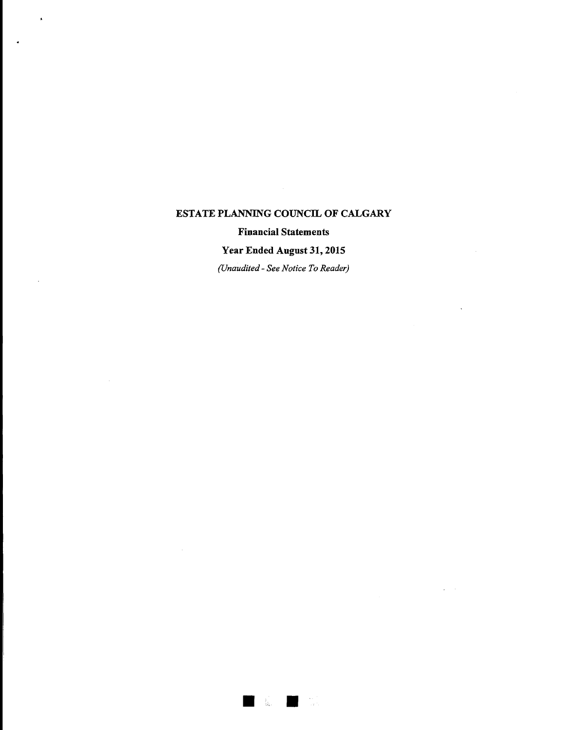# ESTATE PLANNING COUNCIL OF CALGARY

## Financial Statements

## Year Ended August 31, 2015

*(Unaudited - See Notice To Reader)*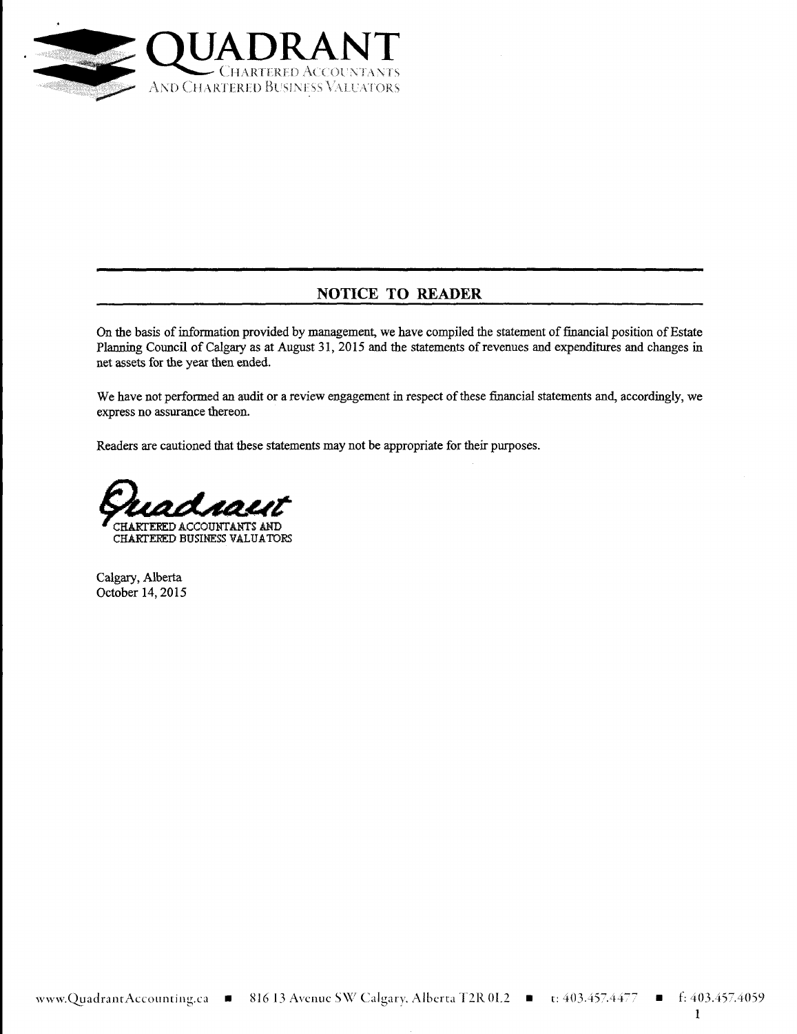# QUADRANT

CHARTERED ACCOUNTANTS AND CHARTERED BUSINESS VALUATORS

## NOTICE TO READER

On the basis of information provided by management, we have compiled the statement of financial position of Estate Planning Council of Calgary as at August 31, 2015 and the statements of revenues and expenditures and changes in net assets for the year then ended.

We have not performed an audit or a review engagement in respect of these financial statements and, accordingly, we express no assurance thereon.

Readers are cautioned that these statements may not be appropriate for their purposes.

Quadrant

CHARTERED ACCOUNTANTS AND
CHARTERED BUSINESS VALUATORS

Calgary, Alberta
October 14, 2015

www.QuadrantAccounting.ca ■ 816 13 Avenue SW Calgary, Alberta T2R 0L2 ■ t: 403.457.4477 ■ f: 403.457.4059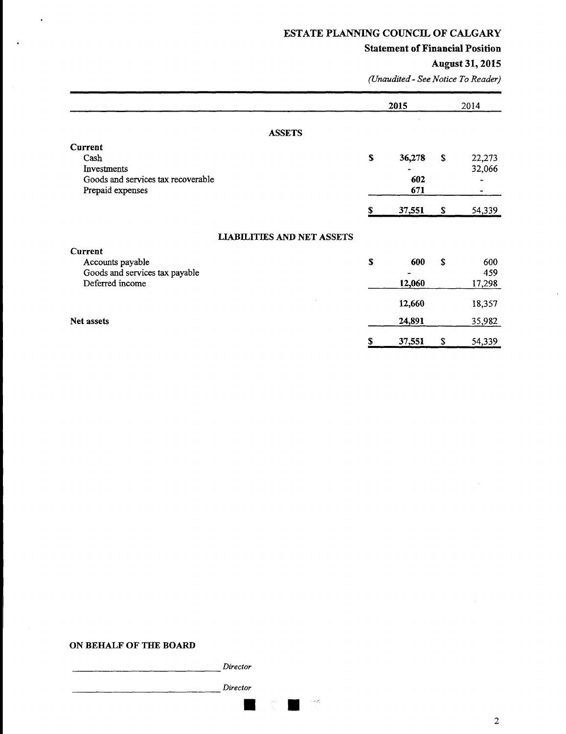# ESTATE PLANNING COUNCIL OF CALGARY

## Statement of Financial Position

### August 31, 2015

*(Unaudited - See Notice To Reader)*

| | 2015 | 2014 |
|---|---|---|
| **ASSETS** | | |
| **Current** | | |
| Cash | $ 36,278 | $ 22,273 |
| Investments | - | 32,066 |
| Goods and services tax recoverable | 602 | - |
| Prepaid expenses | 671 | - |
| | $ 37,551 | $ 54,339 |
| **LIABILITIES AND NET ASSETS** | | |
| **Current** | | |
| Accounts payable | $ 600 | $ 600 |
| Goods and services tax payable | - | 459 |
| Deferred income | 12,060 | 17,298 |
| | 12,660 | 18,357 |
| **Net assets** | 24,891 | 35,982 |
| | $ 37,551 | $ 54,339 |

**ON BEHALF OF THE BOARD**

_______________________________ *Director*

_______________________________ *Director*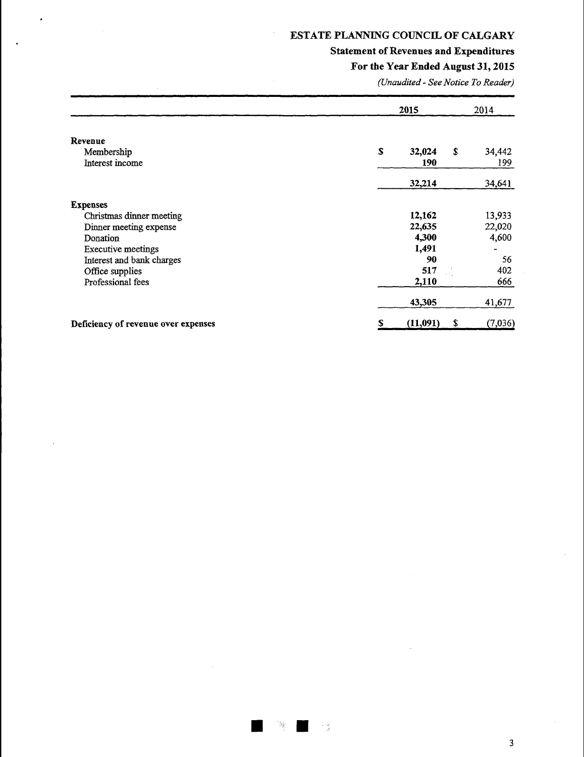# ESTATE PLANNING COUNCIL OF CALGARY

## Statement of Revenues and Expenditures

## For the Year Ended August 31, 2015

*(Unaudited - See Notice To Reader)*

| | 2015 | 2014 |
|---|---|---|
| **Revenue** | | |
| Membership | $ 32,024 | $ 34,442 |
| Interest income | 190 | 199 |
| | 32,214 | 34,641 |
| **Expenses** | | |
| Christmas dinner meeting | 12,162 | 13,933 |
| Dinner meeting expense | 22,635 | 22,020 |
| Donation | 4,300 | 4,600 |
| Executive meetings | 1,491 | - |
| Interest and bank charges | 90 | 56 |
| Office supplies | 517 | 402 |
| Professional fees | 2,110 | 666 |
| | 43,305 | 41,677 |
| **Deficiency of revenue over expenses** | $ (11,091) | $ (7,036) |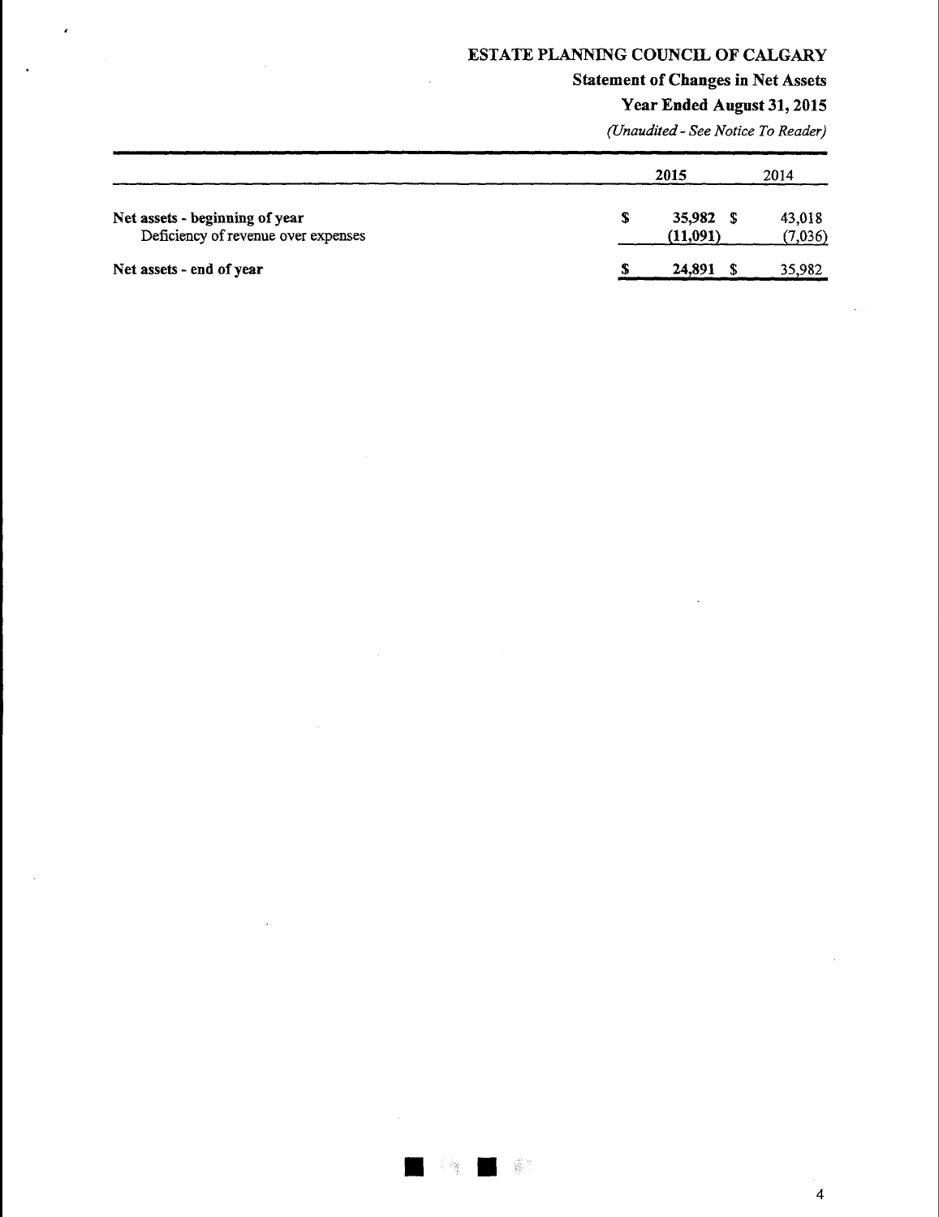# ESTATE PLANNING COUNCIL OF CALGARY

## Statement of Changes in Net Assets

### Year Ended August 31, 2015

*(Unaudited - See Notice To Reader)*

| | 2015 | 2014 |
|---|---|---|
| **Net assets - beginning of year** | $ 35,982 | $ 43,018 |
| Deficiency of revenue over expenses | (11,091) | (7,036) |
| **Net assets - end of year** | $ 24,891 | $ 35,982 |